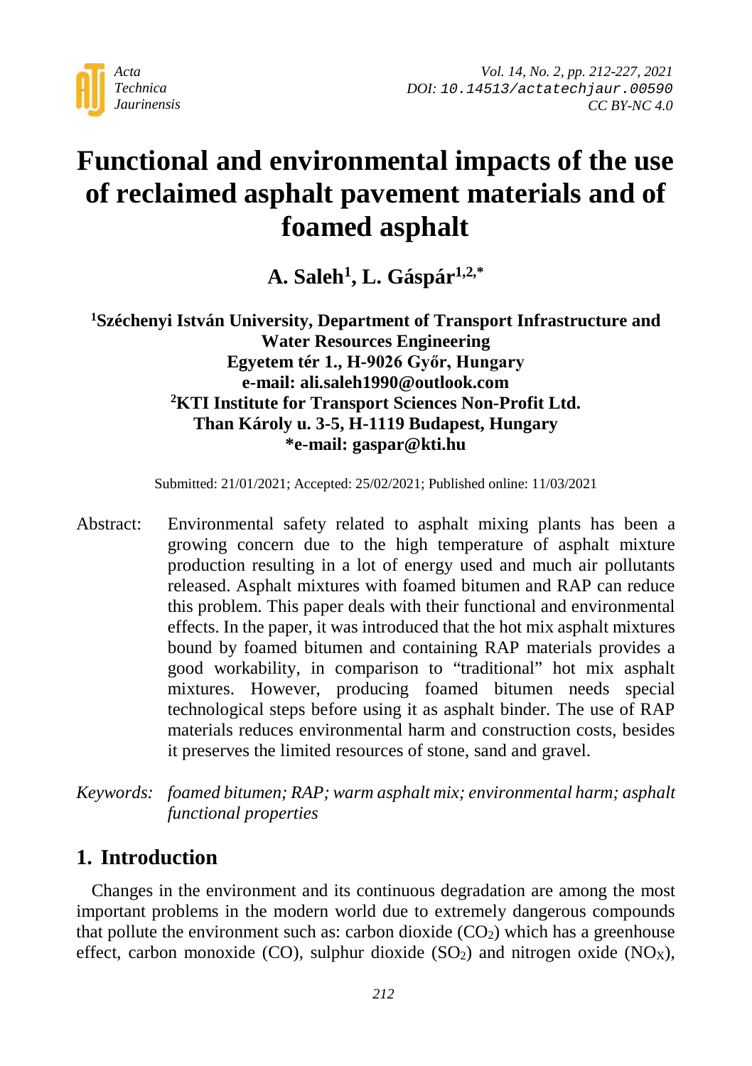# Functional and environmental impacts of the use of reclaimed asphalt pavement materials and of foamed asphalt

**A. Saleh[1], L. Gáspár[1,2,*]**

**[1]Széchenyi István University, Department of Transport Infrastructure and Water Resources Engineering**
**Egyetem tér 1., H-9026 Győr, Hungary**
**e-mail: ali.saleh1990@outlook.com**
**[2]KTI Institute for Transport Sciences Non-Profit Ltd.**
**Than Károly u. 3-5, H-1119 Budapest, Hungary**
***e-mail: gaspar@kti.hu**

Submitted: 21/01/2021; Accepted: 25/02/2021; Published online: 11/03/2021

Abstract: Environmental safety related to asphalt mixing plants has been a growing concern due to the high temperature of asphalt mixture production resulting in a lot of energy used and much air pollutants released. Asphalt mixtures with foamed bitumen and RAP can reduce this problem. This paper deals with their functional and environmental effects. In the paper, it was introduced that the hot mix asphalt mixtures bound by foamed bitumen and containing RAP materials provides a good workability, in comparison to "traditional" hot mix asphalt mixtures. However, producing foamed bitumen needs special technological steps before using it as asphalt binder. The use of RAP materials reduces environmental harm and construction costs, besides it preserves the limited resources of stone, sand and gravel.

*Keywords: foamed bitumen; RAP; warm asphalt mix; environmental harm; asphalt functional properties*

## 1. Introduction

Changes in the environment and its continuous degradation are among the most important problems in the modern world due to extremely dangerous compounds that pollute the environment such as: carbon dioxide ($CO_2$) which has a greenhouse effect, carbon monoxide (CO), sulphur dioxide ($SO_2$) and nitrogen oxide ($NO_X$),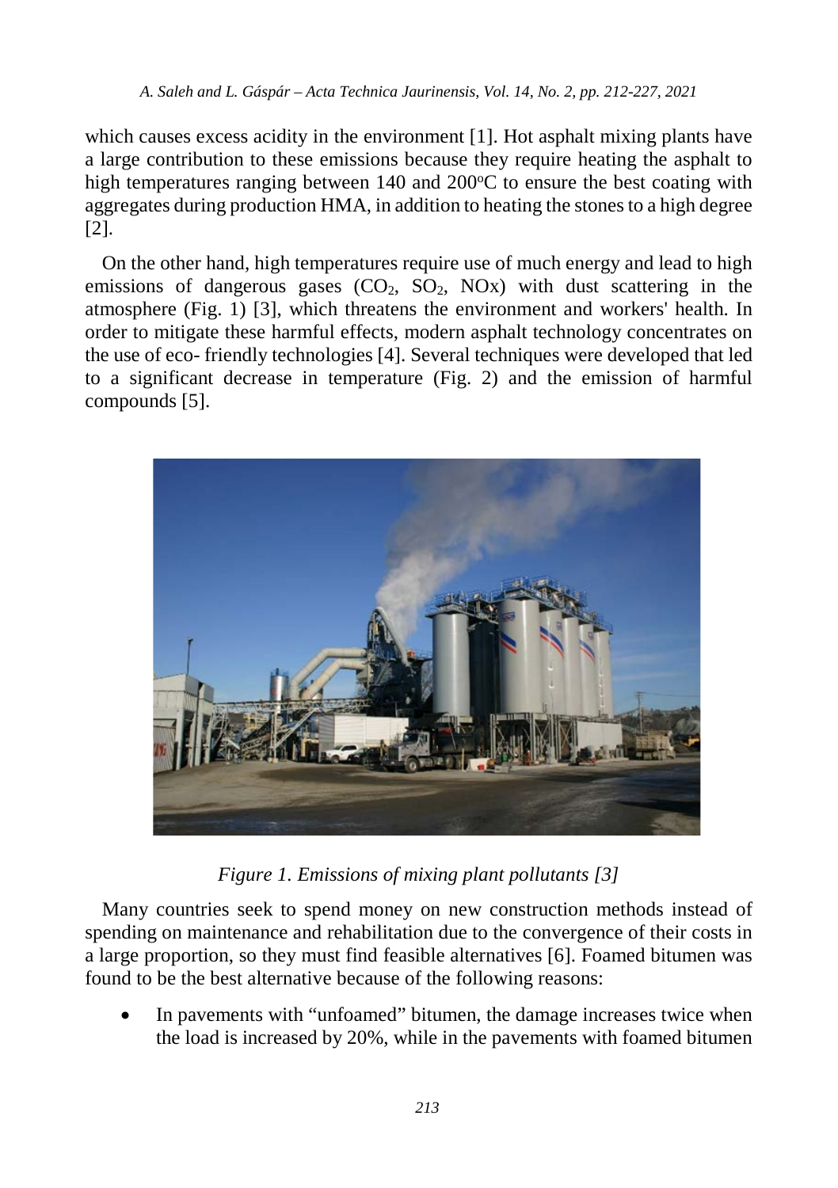which causes excess acidity in the environment [1]. Hot asphalt mixing plants have a large contribution to these emissions because they require heating the asphalt to high temperatures ranging between 140 and 200°C to ensure the best coating with aggregates during production HMA, in addition to heating the stones to a high degree [2].

On the other hand, high temperatures require use of much energy and lead to high emissions of dangerous gases ($CO_2$, $SO_2$, NOx) with dust scattering in the atmosphere (Fig. 1) [3], which threatens the environment and workers' health. In order to mitigate these harmful effects, modern asphalt technology concentrates on the use of eco- friendly technologies [4]. Several techniques were developed that led to a significant decrease in temperature (Fig. 2) and the emission of harmful compounds [5].

*Figure 1. Emissions of mixing plant pollutants [3]*

Many countries seek to spend money on new construction methods instead of spending on maintenance and rehabilitation due to the convergence of their costs in a large proportion, so they must find feasible alternatives [6]. Foamed bitumen was found to be the best alternative because of the following reasons:

- In pavements with "unfoamed" bitumen, the damage increases twice when the load is increased by 20%, while in the pavements with foamed bitumen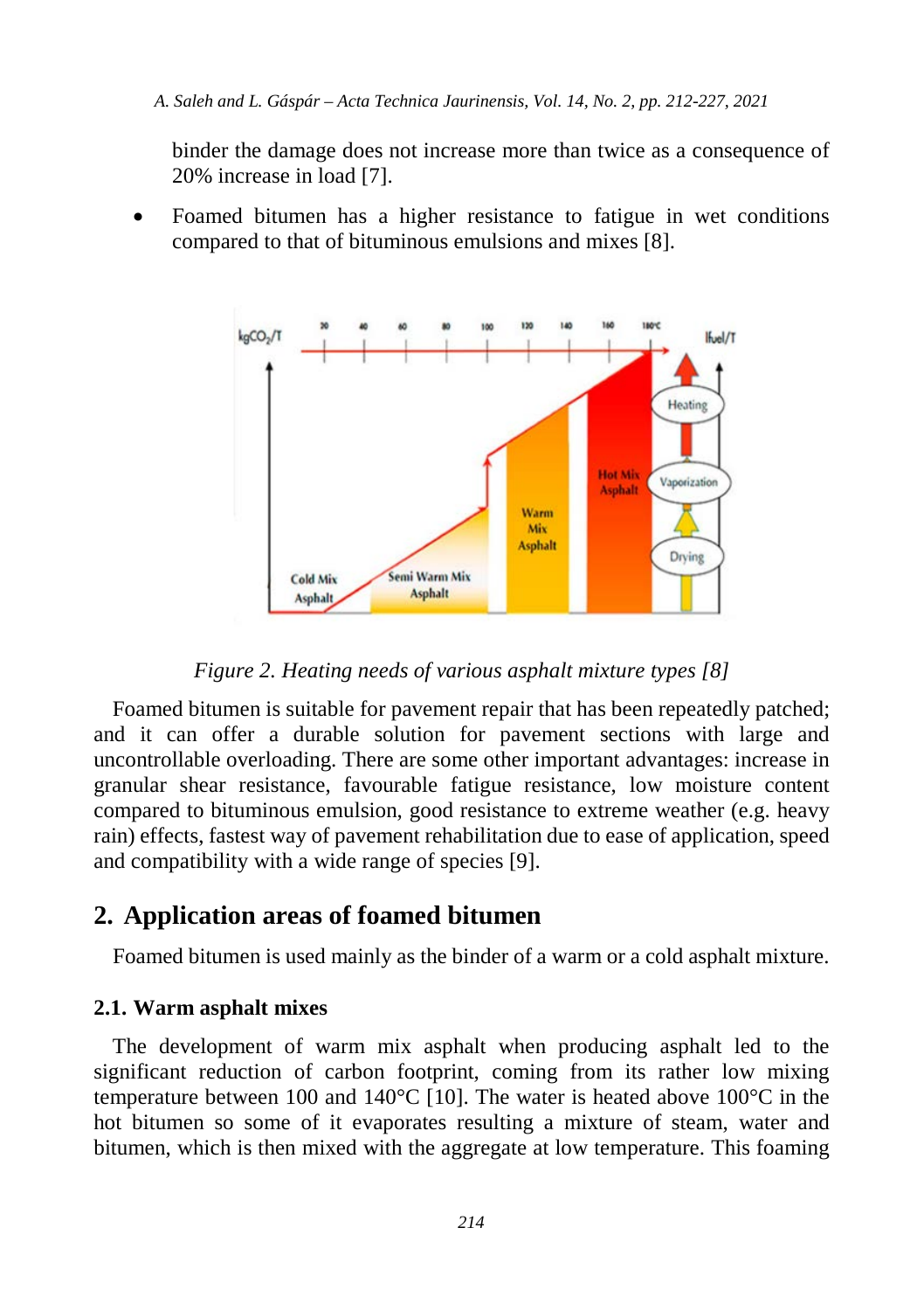binder the damage does not increase more than twice as a consequence of 20% increase in load [7].

- Foamed bitumen has a higher resistance to fatigue in wet conditions compared to that of bituminous emulsions and mixes [8].

*Figure 2. Heating needs of various asphalt mixture types [8]*

Foamed bitumen is suitable for pavement repair that has been repeatedly patched; and it can offer a durable solution for pavement sections with large and uncontrollable overloading. There are some other important advantages: increase in granular shear resistance, favourable fatigue resistance, low moisture content compared to bituminous emulsion, good resistance to extreme weather (e.g. heavy rain) effects, fastest way of pavement rehabilitation due to ease of application, speed and compatibility with a wide range of species [9].

## 2. Application areas of foamed bitumen

Foamed bitumen is used mainly as the binder of a warm or a cold asphalt mixture.

### 2.1. Warm asphalt mixes

The development of warm mix asphalt when producing asphalt led to the significant reduction of carbon footprint, coming from its rather low mixing temperature between 100 and 140°C [10]. The water is heated above 100°C in the hot bitumen so some of it evaporates resulting a mixture of steam, water and bitumen, which is then mixed with the aggregate at low temperature. This foaming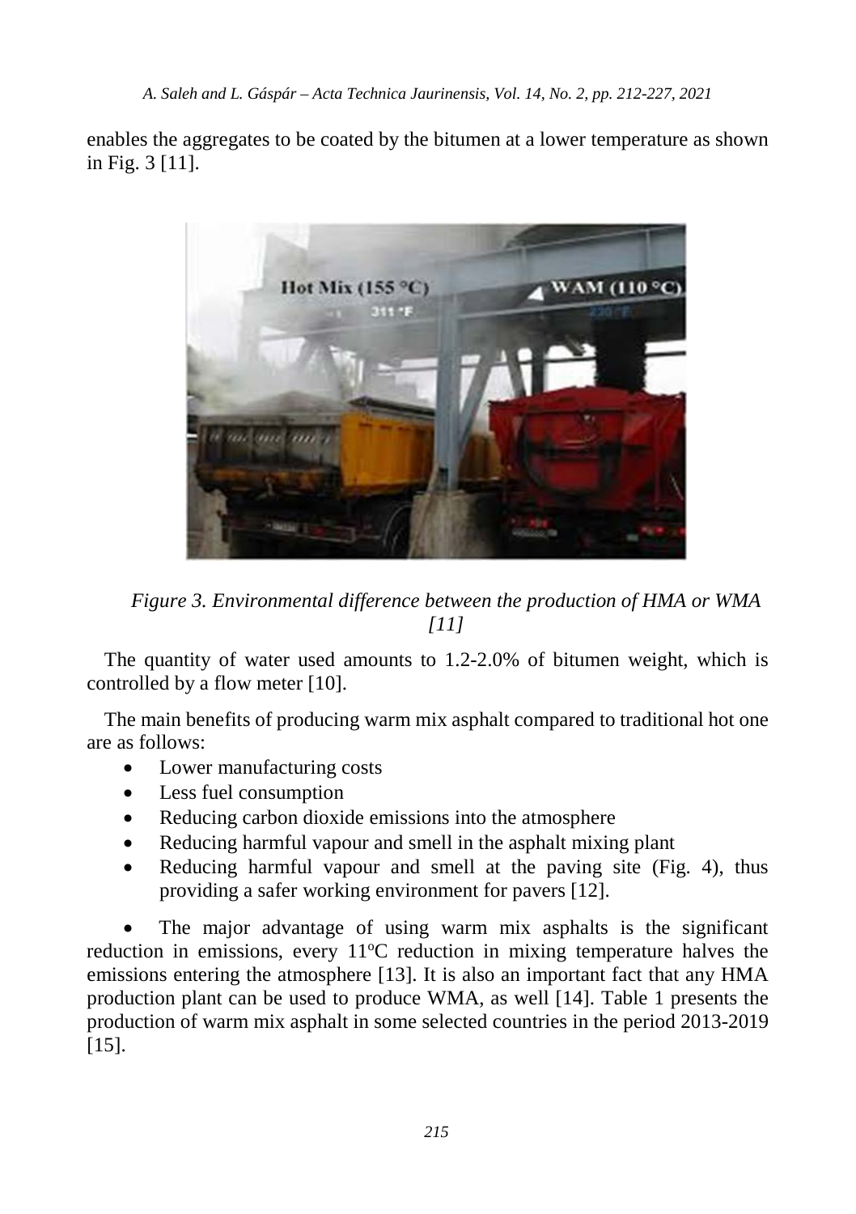enables the aggregates to be coated by the bitumen at a lower temperature as shown in Fig. 3 [11].

*Figure 3. Environmental difference between the production of HMA or WMA [11]*

The quantity of water used amounts to 1.2-2.0% of bitumen weight, which is controlled by a flow meter [10].

The main benefits of producing warm mix asphalt compared to traditional hot one are as follows:

- Lower manufacturing costs
- Less fuel consumption
- Reducing carbon dioxide emissions into the atmosphere
- Reducing harmful vapour and smell in the asphalt mixing plant
- Reducing harmful vapour and smell at the paving site (Fig. 4), thus providing a safer working environment for pavers [12].

- The major advantage of using warm mix asphalts is the significant reduction in emissions, every 11°C reduction in mixing temperature halves the emissions entering the atmosphere [13]. It is also an important fact that any HMA production plant can be used to produce WMA, as well [14]. Table 1 presents the production of warm mix asphalt in some selected countries in the period 2013-2019 [15].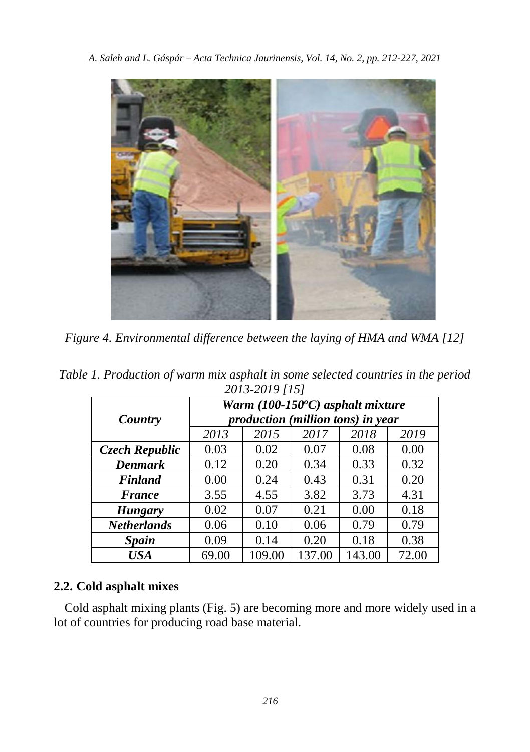*Figure 4. Environmental difference between the laying of HMA and WMA [12]*

*Table 1. Production of warm mix asphalt in some selected countries in the period 2013-2019 [15]*

| ***Country*** | ***Warm (100-150ºC) asphalt mixture production (million tons) in year*** | | | | |
|---|---|---|---|---|---|
| | *2013* | *2015* | *2017* | *2018* | *2019* |
| ***Czech Republic*** | 0.03 | 0.02 | 0.07 | 0.08 | 0.00 |
| ***Denmark*** | 0.12 | 0.20 | 0.34 | 0.33 | 0.32 |
| ***Finland*** | 0.00 | 0.24 | 0.43 | 0.31 | 0.20 |
| ***France*** | 3.55 | 4.55 | 3.82 | 3.73 | 4.31 |
| ***Hungary*** | 0.02 | 0.07 | 0.21 | 0.00 | 0.18 |
| ***Netherlands*** | 0.06 | 0.10 | 0.06 | 0.79 | 0.79 |
| ***Spain*** | 0.09 | 0.14 | 0.20 | 0.18 | 0.38 |
| ***USA*** | 69.00 | 109.00 | 137.00 | 143.00 | 72.00 |

## 2.2. Cold asphalt mixes

Cold asphalt mixing plants (Fig. 5) are becoming more and more widely used in a lot of countries for producing road base material.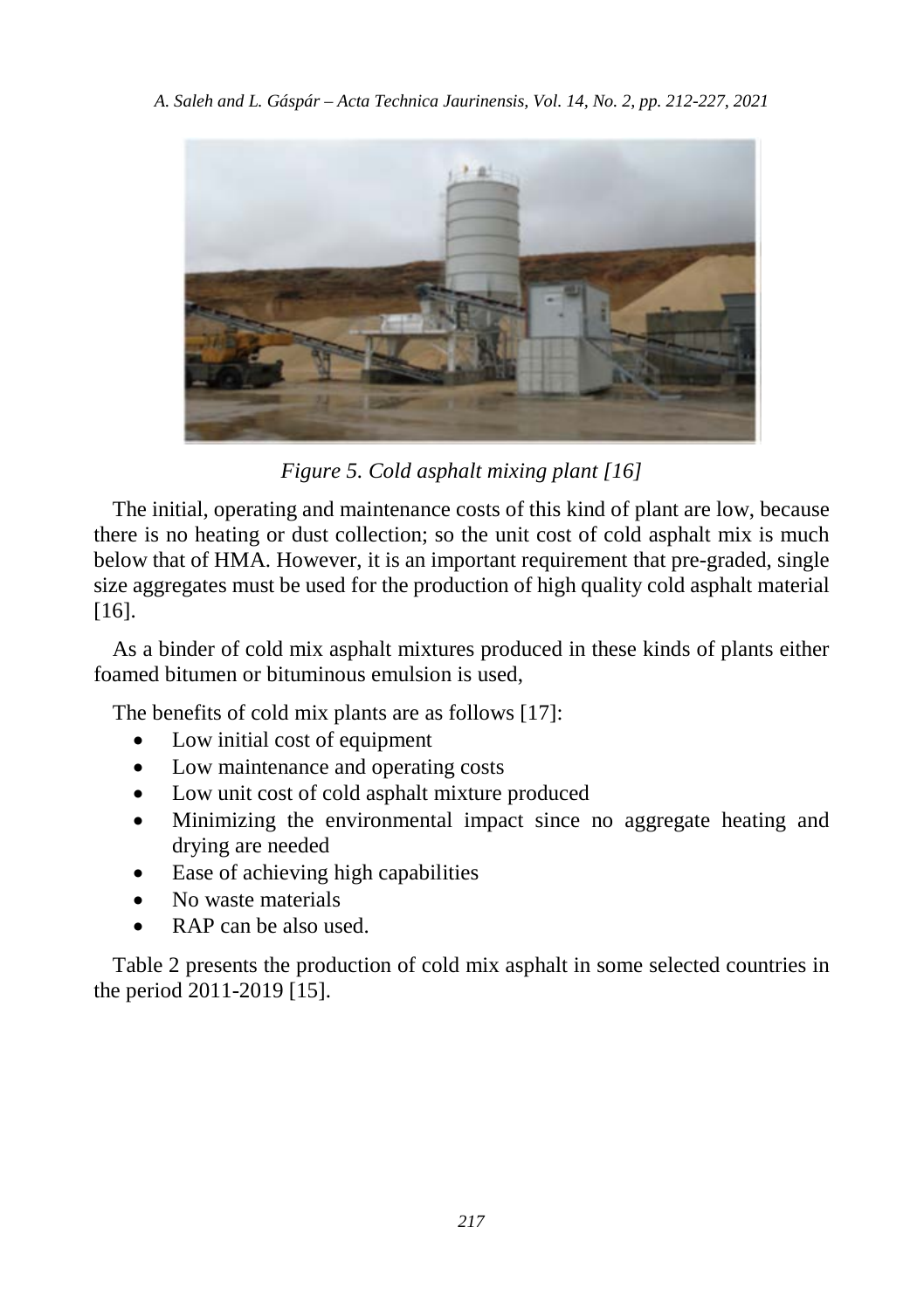*Figure 5. Cold asphalt mixing plant [16]*

The initial, operating and maintenance costs of this kind of plant are low, because there is no heating or dust collection; so the unit cost of cold asphalt mix is much below that of HMA. However, it is an important requirement that pre-graded, single size aggregates must be used for the production of high quality cold asphalt material [16].

As a binder of cold mix asphalt mixtures produced in these kinds of plants either foamed bitumen or bituminous emulsion is used,

The benefits of cold mix plants are as follows [17]:

- Low initial cost of equipment
- Low maintenance and operating costs
- Low unit cost of cold asphalt mixture produced
- Minimizing the environmental impact since no aggregate heating and drying are needed
- Ease of achieving high capabilities
- No waste materials
- RAP can be also used.

Table 2 presents the production of cold mix asphalt in some selected countries in the period 2011-2019 [15].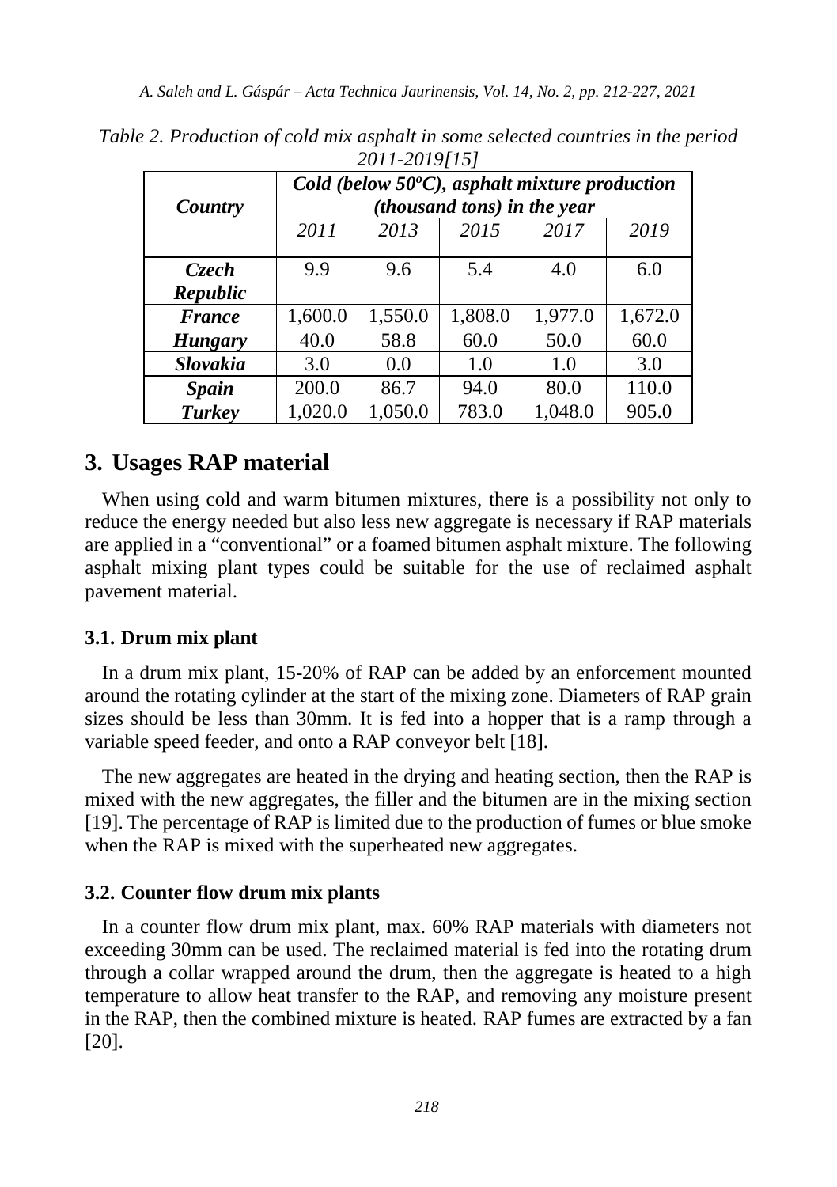*Table 2. Production of cold mix asphalt in some selected countries in the period 2011-2019[15]*

| *Country* | *Cold (below 50ºC), asphalt mixture production (thousand tons) in the year* | | | | |
|---|---|---|---|---|---|
| | *2011* | *2013* | *2015* | *2017* | *2019* |
| ***Czech Republic*** | 9.9 | 9.6 | 5.4 | 4.0 | 6.0 |
| ***France*** | 1,600.0 | 1,550.0 | 1,808.0 | 1,977.0 | 1,672.0 |
| ***Hungary*** | 40.0 | 58.8 | 60.0 | 50.0 | 60.0 |
| ***Slovakia*** | 3.0 | 0.0 | 1.0 | 1.0 | 3.0 |
| ***Spain*** | 200.0 | 86.7 | 94.0 | 80.0 | 110.0 |
| ***Turkey*** | 1,020.0 | 1,050.0 | 783.0 | 1,048.0 | 905.0 |

## 3. Usages RAP material

When using cold and warm bitumen mixtures, there is a possibility not only to reduce the energy needed but also less new aggregate is necessary if RAP materials are applied in a "conventional" or a foamed bitumen asphalt mixture. The following asphalt mixing plant types could be suitable for the use of reclaimed asphalt pavement material.

### 3.1. Drum mix plant

In a drum mix plant, 15-20% of RAP can be added by an enforcement mounted around the rotating cylinder at the start of the mixing zone. Diameters of RAP grain sizes should be less than 30mm. It is fed into a hopper that is a ramp through a variable speed feeder, and onto a RAP conveyor belt [18].

The new aggregates are heated in the drying and heating section, then the RAP is mixed with the new aggregates, the filler and the bitumen are in the mixing section [19]. The percentage of RAP is limited due to the production of fumes or blue smoke when the RAP is mixed with the superheated new aggregates.

### 3.2. Counter flow drum mix plants

In a counter flow drum mix plant, max. 60% RAP materials with diameters not exceeding 30mm can be used. The reclaimed material is fed into the rotating drum through a collar wrapped around the drum, then the aggregate is heated to a high temperature to allow heat transfer to the RAP, and removing any moisture present in the RAP, then the combined mixture is heated. RAP fumes are extracted by a fan [20].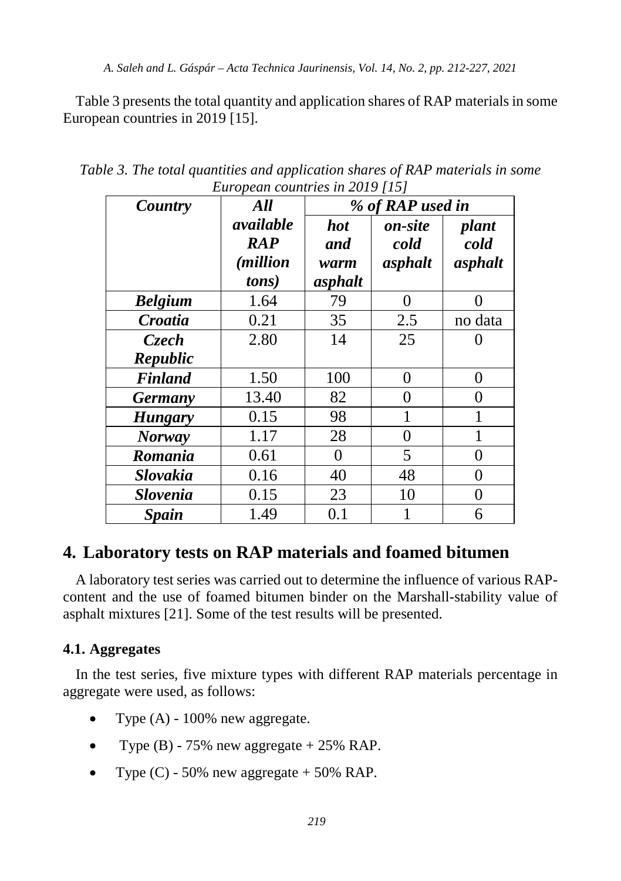Table 3 presents the total quantity and application shares of RAP materials in some European countries in 2019 [15].

*Table 3. The total quantities and application shares of RAP materials in some European countries in 2019 [15]*

| *Country* | *All available RAP (million tons)* | *% of RAP used in* | | |
|---|---|---|---|---|
| | | *hot and warm asphalt* | *on-site cold asphalt* | *plant cold asphalt* |
| ***Belgium*** | 1.64 | 79 | 0 | 0 |
| ***Croatia*** | 0.21 | 35 | 2.5 | no data |
| ***Czech Republic*** | 2.80 | 14 | 25 | 0 |
| ***Finland*** | 1.50 | 100 | 0 | 0 |
| ***Germany*** | 13.40 | 82 | 0 | 0 |
| ***Hungary*** | 0.15 | 98 | 1 | 1 |
| ***Norway*** | 1.17 | 28 | 0 | 1 |
| ***Romania*** | 0.61 | 0 | 5 | 0 |
| ***Slovakia*** | 0.16 | 40 | 48 | 0 |
| ***Slovenia*** | 0.15 | 23 | 10 | 0 |
| ***Spain*** | 1.49 | 0.1 | 1 | 6 |

## 4. Laboratory tests on RAP materials and foamed bitumen

A laboratory test series was carried out to determine the influence of various RAP-content and the use of foamed bitumen binder on the Marshall-stability value of asphalt mixtures [21]. Some of the test results will be presented.

### 4.1. Aggregates

In the test series, five mixture types with different RAP materials percentage in aggregate were used, as follows:

- Type (A) - 100% new aggregate.
- Type (B) - 75% new aggregate + 25% RAP.
- Type (C) - 50% new aggregate + 50% RAP.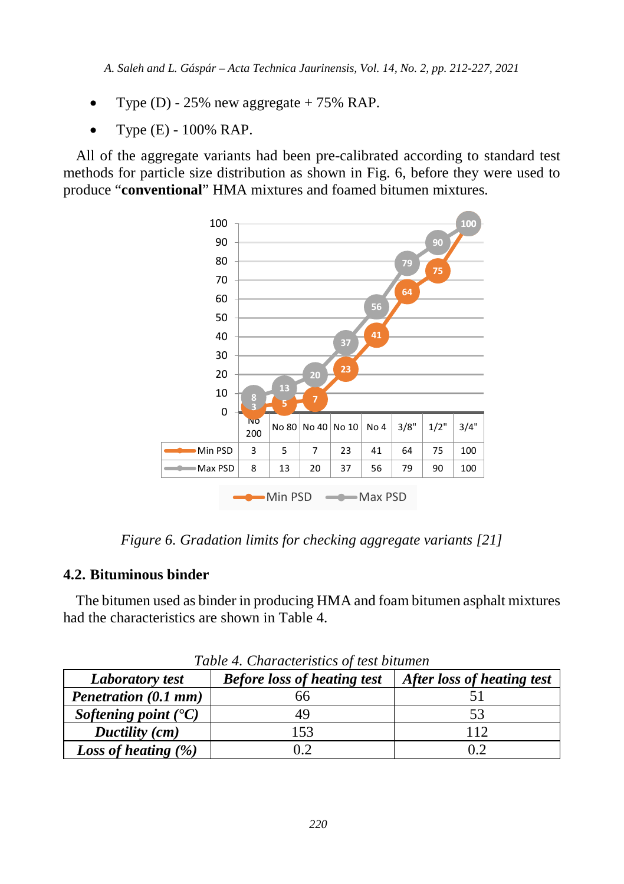- Type (D) - 25% new aggregate + 75% RAP.
- Type (E) - 100% RAP.

All of the aggregate variants had been pre-calibrated according to standard test methods for particle size distribution as shown in Fig. 6, before they were used to produce "**conventional**" HMA mixtures and foamed bitumen mixtures.

| | No 200 | No 80 | No 40 | No 10 | No 4 | 3/8" | 1/2" | 3/4" |
|---|---|---|---|---|---|---|---|---|
| Min PSD | 3 | 5 | 7 | 23 | 41 | 64 | 75 | 100 |
| Max PSD | 8 | 13 | 20 | 37 | 56 | 79 | 90 | 100 |

*Figure 6. Gradation limits for checking aggregate variants [21]*

## 4.2. Bituminous binder

The bitumen used as binder in producing HMA and foam bitumen asphalt mixtures had the characteristics are shown in Table 4.

*Table 4. Characteristics of test bitumen*

| ***Laboratory test*** | ***Before loss of heating test*** | ***After loss of heating test*** |
|---|---|---|
| ***Penetration (0.1 mm)*** | 66 | 51 |
| ***Softening point (°C)*** | 49 | 53 |
| ***Ductility (cm)*** | 153 | 112 |
| ***Loss of heating (%)*** | 0.2 | 0.2 |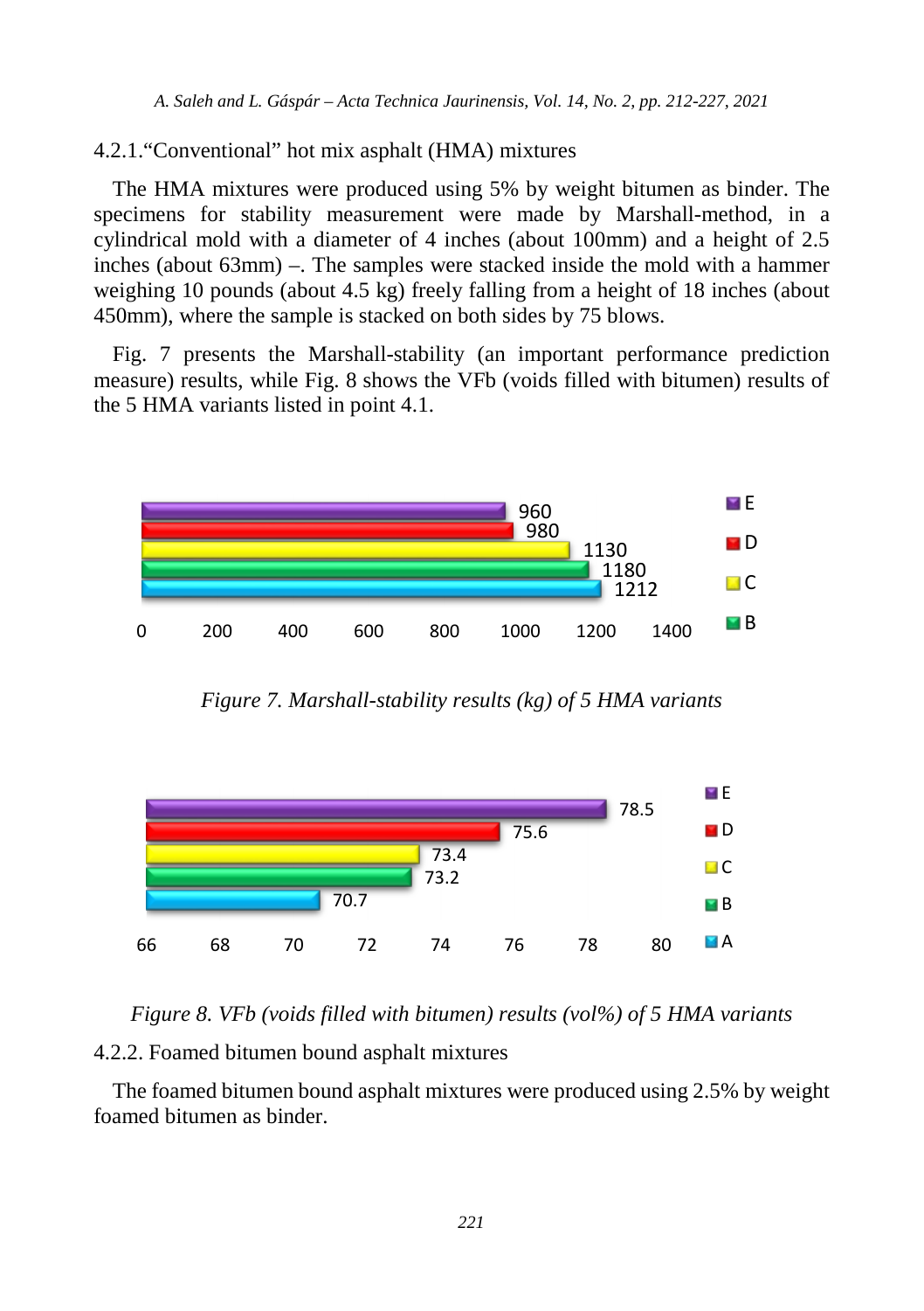4.2.1. "Conventional" hot mix asphalt (HMA) mixtures

The HMA mixtures were produced using 5% by weight bitumen as binder. The specimens for stability measurement were made by Marshall-method, in a cylindrical mold with a diameter of 4 inches (about 100mm) and a height of 2.5 inches (about 63mm) –. The samples were stacked inside the mold with a hammer weighing 10 pounds (about 4.5 kg) freely falling from a height of 18 inches (about 450mm), where the sample is stacked on both sides by 75 blows.

Fig. 7 presents the Marshall-stability (an important performance prediction measure) results, while Fig. 8 shows the VFb (voids filled with bitumen) results of the 5 HMA variants listed in point 4.1.

*Figure 7. Marshall-stability results (kg) of 5 HMA variants*

*Figure 8. VFb (voids filled with bitumen) results (vol%) of 5 HMA variants*

4.2.2. Foamed bitumen bound asphalt mixtures

The foamed bitumen bound asphalt mixtures were produced using 2.5% by weight foamed bitumen as binder.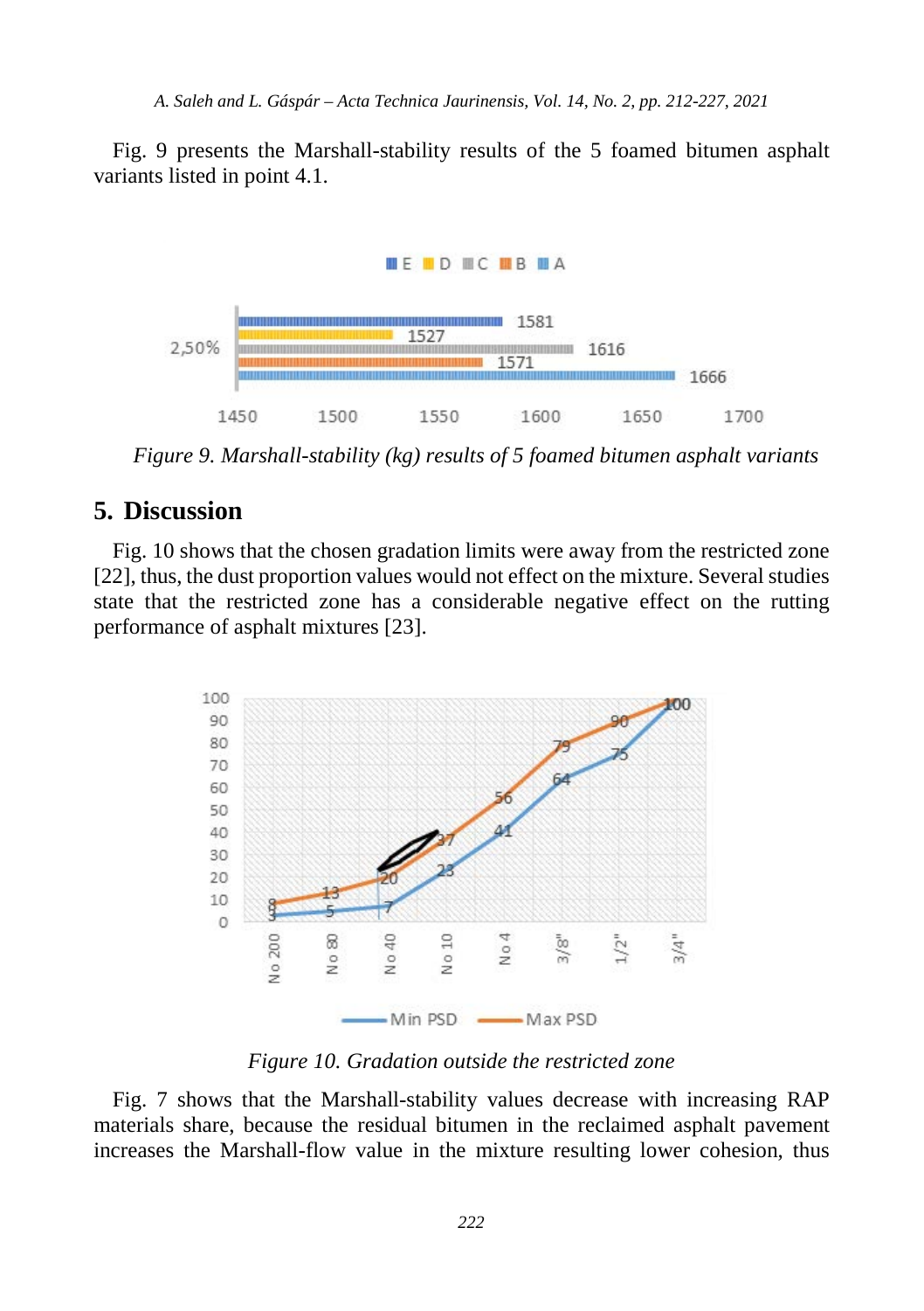Fig. 9 presents the Marshall-stability results of the 5 foamed bitumen asphalt variants listed in point 4.1.

*Figure 9. Marshall-stability (kg) results of 5 foamed bitumen asphalt variants*

## 5. Discussion

Fig. 10 shows that the chosen gradation limits were away from the restricted zone [22], thus, the dust proportion values would not effect on the mixture. Several studies state that the restricted zone has a considerable negative effect on the rutting performance of asphalt mixtures [23].

*Figure 10. Gradation outside the restricted zone*

Fig. 7 shows that the Marshall-stability values decrease with increasing RAP materials share, because the residual bitumen in the reclaimed asphalt pavement increases the Marshall-flow value in the mixture resulting lower cohesion, thus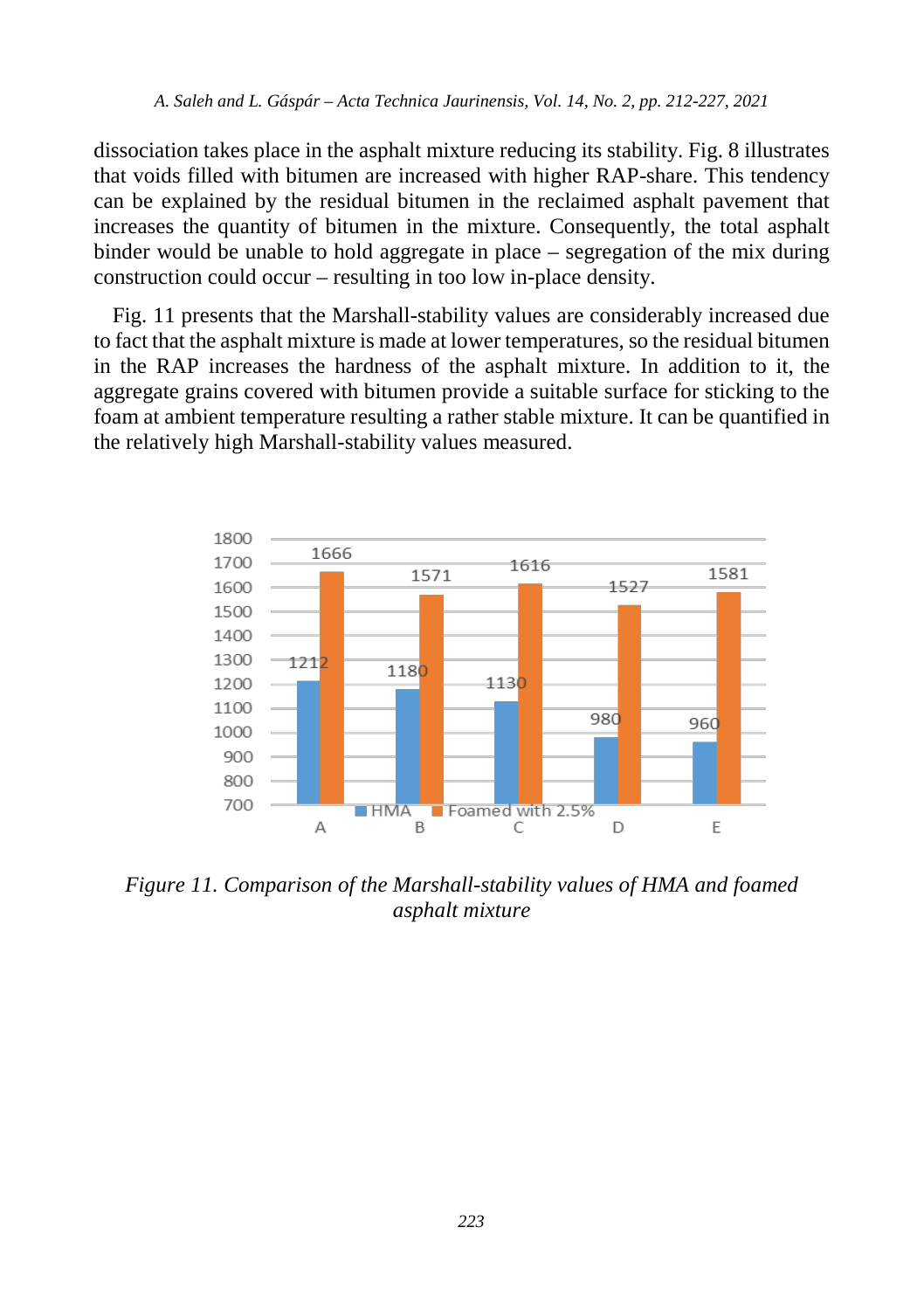dissociation takes place in the asphalt mixture reducing its stability. Fig. 8 illustrates that voids filled with bitumen are increased with higher RAP-share. This tendency can be explained by the residual bitumen in the reclaimed asphalt pavement that increases the quantity of bitumen in the mixture. Consequently, the total asphalt binder would be unable to hold aggregate in place – segregation of the mix during construction could occur – resulting in too low in-place density.

Fig. 11 presents that the Marshall-stability values are considerably increased due to fact that the asphalt mixture is made at lower temperatures, so the residual bitumen in the RAP increases the hardness of the asphalt mixture. In addition to it, the aggregate grains covered with bitumen provide a suitable surface for sticking to the foam at ambient temperature resulting a rather stable mixture. It can be quantified in the relatively high Marshall-stability values measured.

| | A | B | C | D | E |
|---|---|---|---|---|---|
| HMA | 1212 | 1180 | 1130 | 980 | 960 |
| Foamed with 2.5% | 1666 | 1571 | 1616 | 1527 | 1581 |

*Figure 11. Comparison of the Marshall-stability values of HMA and foamed asphalt mixture*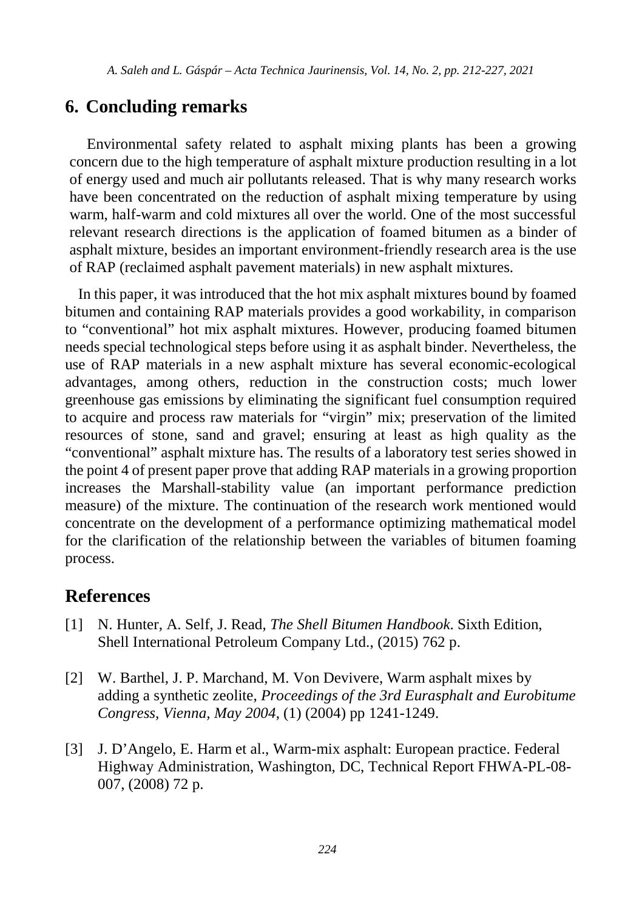## 6. Concluding remarks

Environmental safety related to asphalt mixing plants has been a growing concern due to the high temperature of asphalt mixture production resulting in a lot of energy used and much air pollutants released. That is why many research works have been concentrated on the reduction of asphalt mixing temperature by using warm, half-warm and cold mixtures all over the world. One of the most successful relevant research directions is the application of foamed bitumen as a binder of asphalt mixture, besides an important environment-friendly research area is the use of RAP (reclaimed asphalt pavement materials) in new asphalt mixtures.

In this paper, it was introduced that the hot mix asphalt mixtures bound by foamed bitumen and containing RAP materials provides a good workability, in comparison to "conventional" hot mix asphalt mixtures. However, producing foamed bitumen needs special technological steps before using it as asphalt binder. Nevertheless, the use of RAP materials in a new asphalt mixture has several economic-ecological advantages, among others, reduction in the construction costs; much lower greenhouse gas emissions by eliminating the significant fuel consumption required to acquire and process raw materials for "virgin" mix; preservation of the limited resources of stone, sand and gravel; ensuring at least as high quality as the "conventional" asphalt mixture has. The results of a laboratory test series showed in the point 4 of present paper prove that adding RAP materials in a growing proportion increases the Marshall-stability value (an important performance prediction measure) of the mixture. The continuation of the research work mentioned would concentrate on the development of a performance optimizing mathematical model for the clarification of the relationship between the variables of bitumen foaming process.

## References

[1] N. Hunter, A. Self, J. Read, *The Shell Bitumen Handbook*. Sixth Edition, Shell International Petroleum Company Ltd., (2015) 762 p.

[2] W. Barthel, J. P. Marchand, M. Von Devivere, Warm asphalt mixes by adding a synthetic zeolite, *Proceedings of the 3rd Eurasphalt and Eurobitume Congress, Vienna, May 2004*, (1) (2004) pp 1241-1249.

[3] J. D'Angelo, E. Harm et al., Warm-mix asphalt: European practice. Federal Highway Administration, Washington, DC, Technical Report FHWA-PL-08-007, (2008) 72 p.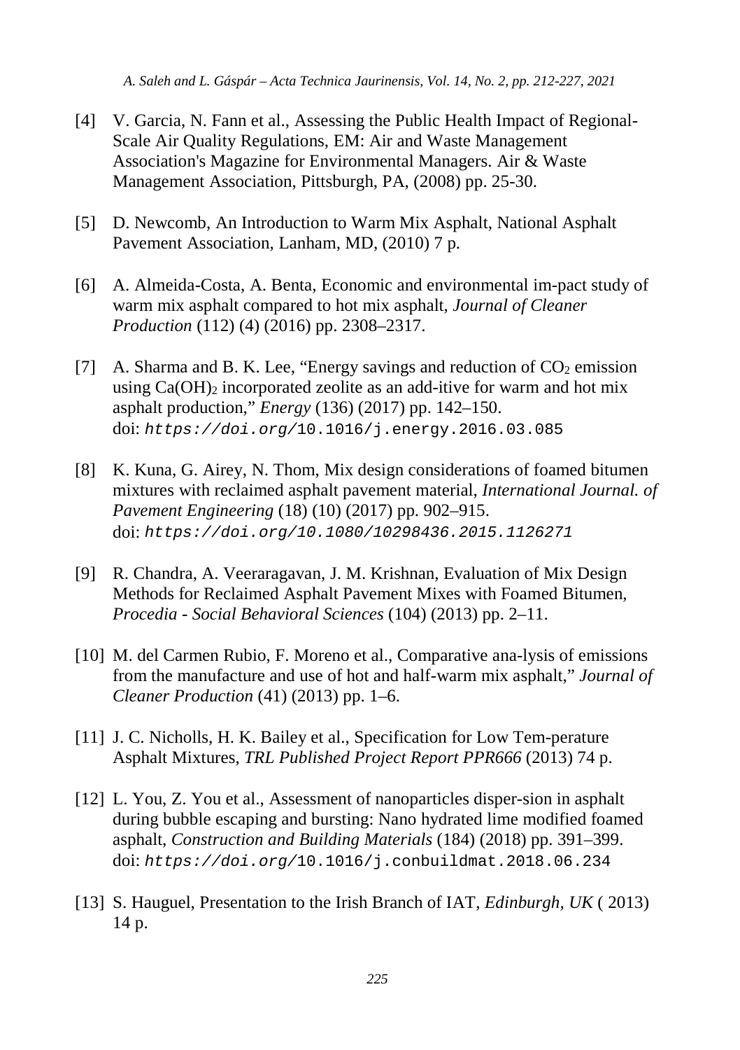[4] V. Garcia, N. Fann et al., Assessing the Public Health Impact of Regional-Scale Air Quality Regulations, EM: Air and Waste Management Association's Magazine for Environmental Managers. Air & Waste Management Association, Pittsburgh, PA, (2008) pp. 25-30.

[5] D. Newcomb, An Introduction to Warm Mix Asphalt, National Asphalt Pavement Association, Lanham, MD, (2010) 7 p.

[6] A. Almeida-Costa, A. Benta, Economic and environmental im-pact study of warm mix asphalt compared to hot mix asphalt, *Journal of Cleaner Production* (112) (4) (2016) pp. 2308–2317.

[7] A. Sharma and B. K. Lee, "Energy savings and reduction of $CO_2$ emission using $Ca(OH)_2$ incorporated zeolite as an add-itive for warm and hot mix asphalt production," *Energy* (136) (2017) pp. 142–150. doi: *https://doi.org/*10.1016/j.energy.2016.03.085

[8] K. Kuna, G. Airey, N. Thom, Mix design considerations of foamed bitumen mixtures with reclaimed asphalt pavement material, *International Journal. of Pavement Engineering* (18) (10) (2017) pp. 902–915. doi: *https://doi.org/10.1080/10298436.2015.1126271*

[9] R. Chandra, A. Veeraragavan, J. M. Krishnan, Evaluation of Mix Design Methods for Reclaimed Asphalt Pavement Mixes with Foamed Bitumen, *Procedia - Social Behavioral Sciences* (104) (2013) pp. 2–11.

[10] M. del Carmen Rubio, F. Moreno et al., Comparative ana-lysis of emissions from the manufacture and use of hot and half-warm mix asphalt," *Journal of Cleaner Production* (41) (2013) pp. 1–6.

[11] J. C. Nicholls, H. K. Bailey et al., Specification for Low Tem-perature Asphalt Mixtures, *TRL Published Project Report PPR666* (2013) 74 p.

[12] L. You, Z. You et al., Assessment of nanoparticles disper-sion in asphalt during bubble escaping and bursting: Nano hydrated lime modified foamed asphalt, *Construction and Building Materials* (184) (2018) pp. 391–399. doi: *https://doi.org/*10.1016/j.conbuildmat.2018.06.234

[13] S. Hauguel, Presentation to the Irish Branch of IAT, *Edinburgh, UK* ( 2013) 14 p.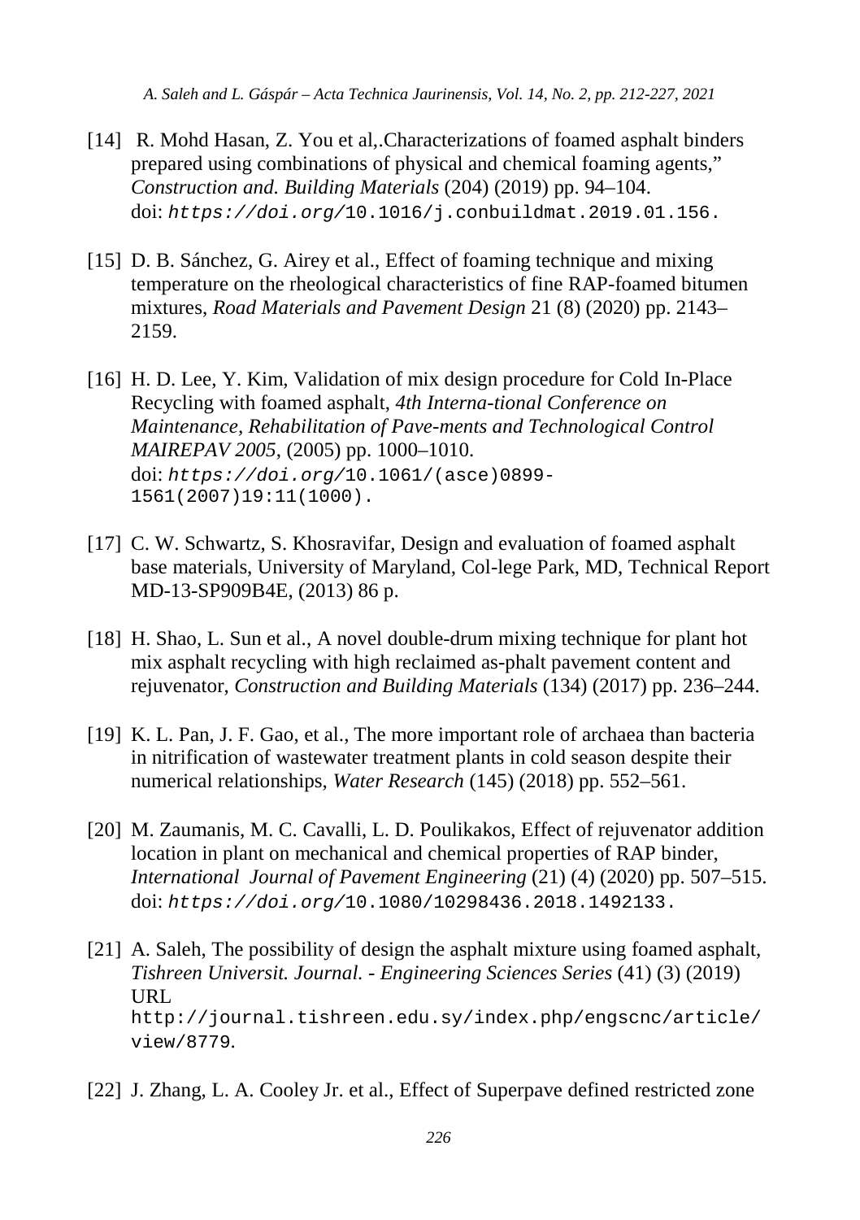[14] R. Mohd Hasan, Z. You et al,.Characterizations of foamed asphalt binders prepared using combinations of physical and chemical foaming agents," *Construction and. Building Materials* (204) (2019) pp. 94–104. doi: `https://doi.org/10.1016/j.conbuildmat.2019.01.156.`

[15] D. B. Sánchez, G. Airey et al., Effect of foaming technique and mixing temperature on the rheological characteristics of fine RAP-foamed bitumen mixtures, *Road Materials and Pavement Design* 21 (8) (2020) pp. 2143–2159.

[16] H. D. Lee, Y. Kim, Validation of mix design procedure for Cold In-Place Recycling with foamed asphalt, *4th Interna-tional Conference on Maintenance, Rehabilitation of Pave-ments and Technological Control MAIREPAV 2005*, (2005) pp. 1000–1010. doi: `https://doi.org/10.1061/(asce)0899-1561(2007)19:11(1000).`

[17] C. W. Schwartz, S. Khosravifar, Design and evaluation of foamed asphalt base materials, University of Maryland, Col-lege Park, MD, Technical Report MD-13-SP909B4E, (2013) 86 p.

[18] H. Shao, L. Sun et al., A novel double-drum mixing technique for plant hot mix asphalt recycling with high reclaimed as-phalt pavement content and rejuvenator, *Construction and Building Materials* (134) (2017) pp. 236–244.

[19] K. L. Pan, J. F. Gao, et al., The more important role of archaea than bacteria in nitrification of wastewater treatment plants in cold season despite their numerical relationships, *Water Research* (145) (2018) pp. 552–561.

[20] M. Zaumanis, M. C. Cavalli, L. D. Poulikakos, Effect of rejuvenator addition location in plant on mechanical and chemical properties of RAP binder, *International Journal of Pavement Engineering* (21) (4) (2020) pp. 507–515. doi: `https://doi.org/10.1080/10298436.2018.1492133.`

[21] A. Saleh, The possibility of design the asphalt mixture using foamed asphalt, *Tishreen Universit. Journal. - Engineering Sciences Series* (41) (3) (2019) URL `http://journal.tishreen.edu.sy/index.php/engscnc/article/view/8779`.

[22] J. Zhang, L. A. Cooley Jr. et al., Effect of Superpave defined restricted zone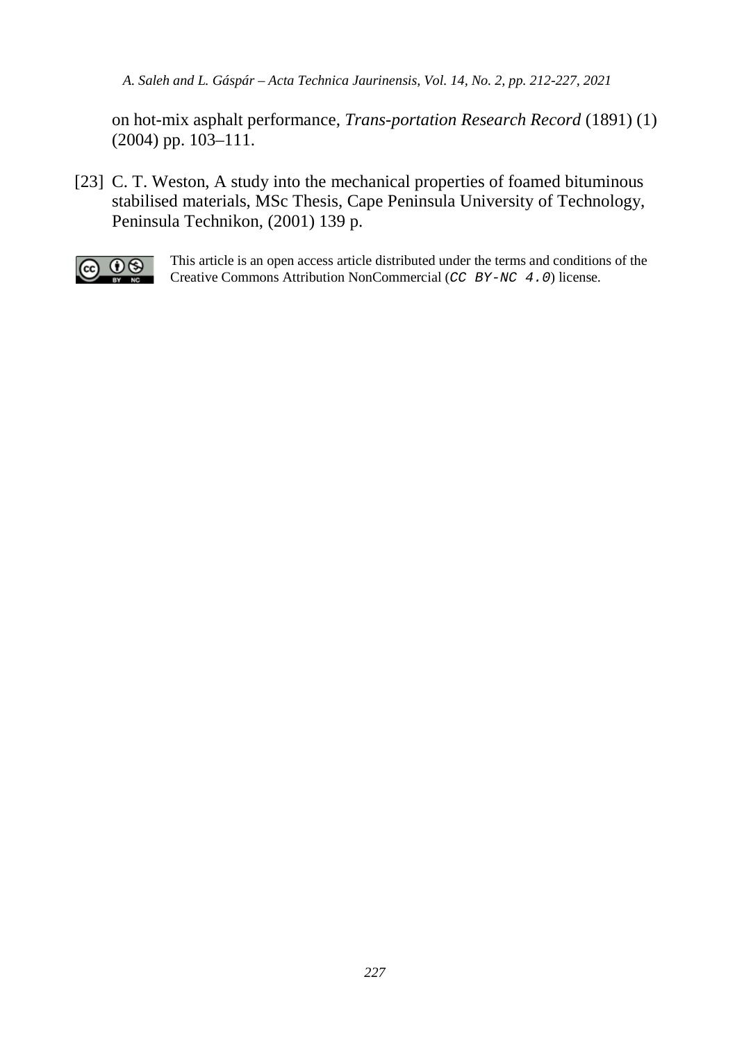on hot-mix asphalt performance, *Trans-portation Research Record* (1891) (1) (2004) pp. 103–111.

[23] C. T. Weston, A study into the mechanical properties of foamed bituminous stabilised materials, MSc Thesis, Cape Peninsula University of Technology, Peninsula Technikon, (2001) 139 p.

This article is an open access article distributed under the terms and conditions of the Creative Commons Attribution NonCommercial (*CC BY-NC 4.0*) license.